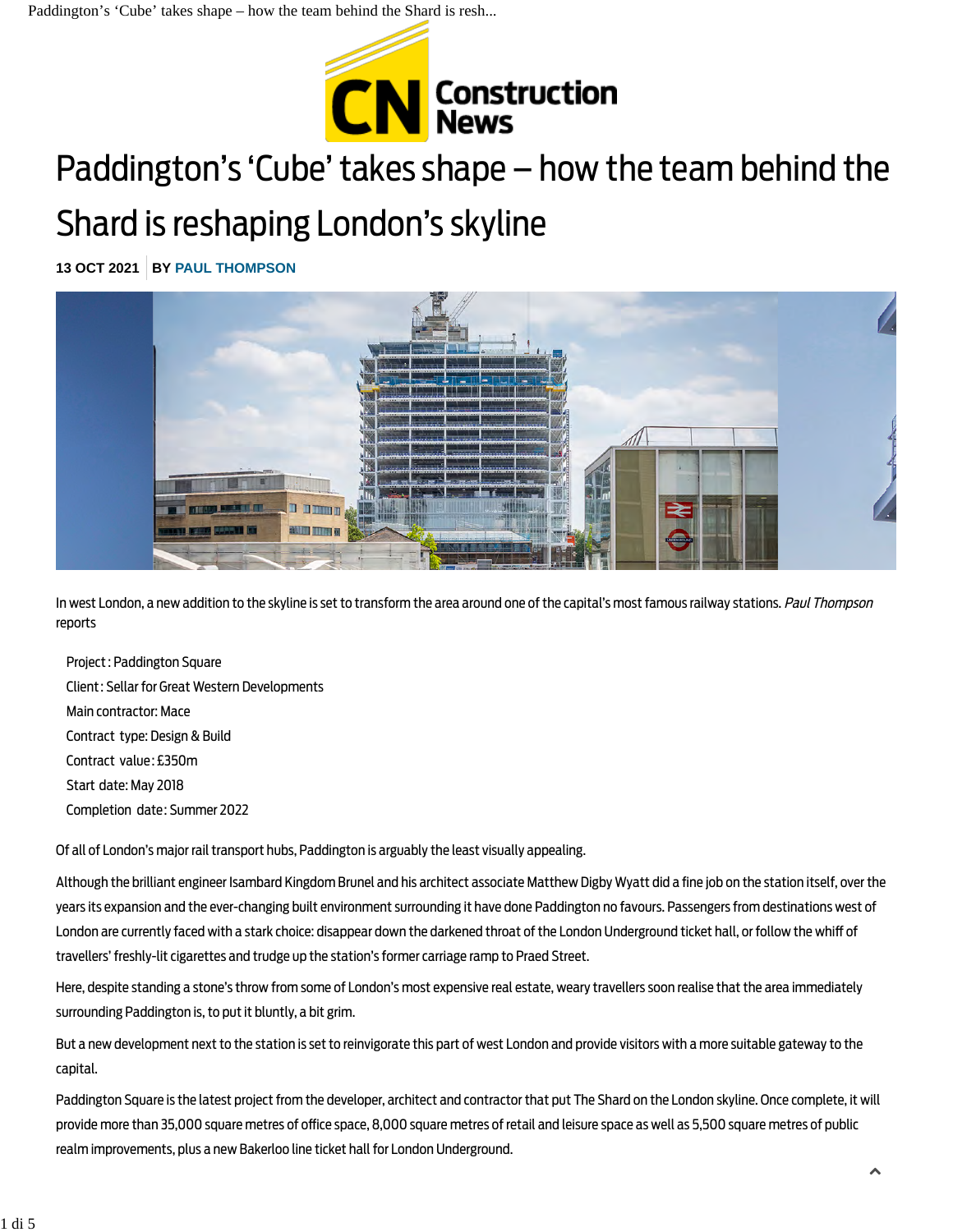# Paddington's 'Cube' takes shape – how the team behind the Shard is reshaping London's skyline

**13 OCT 2021** | **BY PAUL THOMPSON**

In west London, a new addition to the skyline is set to transform the area around one of the capital's most famous railway stations. *Paul Thompson* reports

- Project: Paddington Square
- Client: Sellar for Great Western Developments
- Main contractor: Mace
- Contract type: Design & Build
- Contract value: £350m
- Start date: May 2018
- Completion date: Summer 2022

Of all of London's major rail transport hubs, Paddington is arguably the least visually appealing.

Although the brilliant engineer Isambard Kingdom Brunel and his architect associate Matthew Digby Wyatt did a fine job on the station itself, over the years its expansion and the ever-changing built environment surrounding it have done Paddington no favours. Passengers from destinations west of London are currently faced with a stark choice: disappear down the darkened throat of the London Underground ticket hall, or follow the whiff of travellers' freshly-lit cigarettes and trudge up the station's former carriage ramp to Praed Street.

Here, despite standing a stone's throw from some of London's most expensive real estate, weary travellers soon realise that the area immediately surrounding Paddington is, to put it bluntly, a bit grim.

But a new development next to the station is set to reinvigorate this part of west London and provide visitors with a more suitable gateway to the capital.

Paddington Square is the latest project from the developer, architect and contractor that put The Shard on the London skyline. Once complete, it will provide more than 35,000 square metres of office space, 8,000 square metres of retail and leisure space as well as 5,500 square metres of public realm improvements, plus a new Bakerloo line ticket hall for London Underground.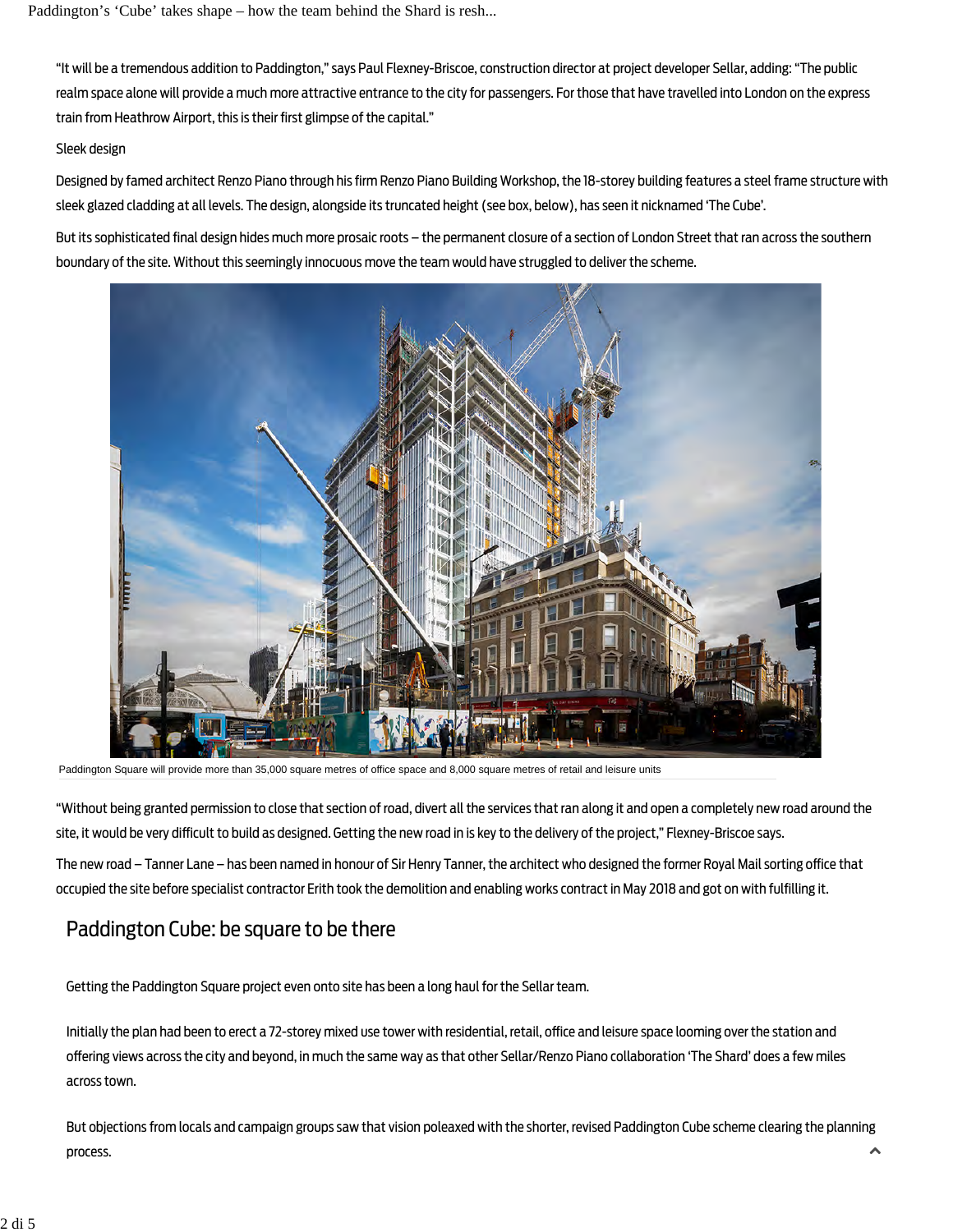"It will be a tremendous addition to Paddington," says Paul Flexney-Briscoe, construction director at project developer Sellar, adding: "The public realm space alone will provide a much more attractive entrance to the city for passengers. For those that have travelled into London on the express train from Heathrow Airport, this is their first glimpse of the capital."

### Sleek design

Designed by famed architect Renzo Piano through his firm Renzo Piano Building Workshop, the 18-storey building features a steel frame structure with sleek glazed cladding at all levels. The design, alongside its truncated height (see box, below), has seen it nicknamed 'The Cube'.

But its sophisticated final design hides much more prosaic roots – the permanent closure of a section of London Street that ran across the southern boundary of the site. Without this seemingly innocuous move the team would have struggled to deliver the scheme.

Paddington Square will provide more than 35,000 square metres of office space and 8,000 square metres of retail and leisure units

"Without being granted permission to close that section of road, divert all the services that ran along it and open a completely new road around the site, it would be very difficult to build as designed. Getting the new road in is key to the delivery of the project," Flexney-Briscoe says.

The new road – Tanner Lane – has been named in honour of Sir Henry Tanner, the architect who designed the former Royal Mail sorting office that occupied the site before specialist contractor Erith took the demolition and enabling works contract in May 2018 and got on with fulfilling it.

## Paddington Cube: be square to be there

Getting the Paddington Square project even onto site has been a long haul for the Sellar team.

Initially the plan had been to erect a 72-storey mixed use tower with residential, retail, office and leisure space looming over the station and offering views across the city and beyond, in much the same way as that other Sellar/Renzo Piano collaboration 'The Shard' does a few miles across town.

But objections from locals and campaign groups saw that vision poleaxed with the shorter, revised Paddington Cube scheme clearing the planning process.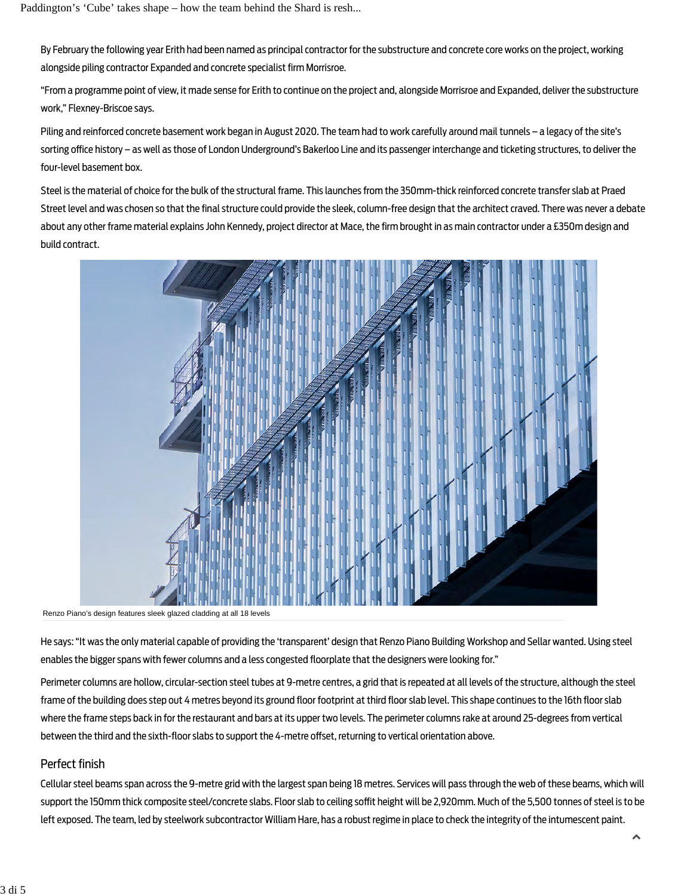By February the following year Erith had been named as principal contractor for the substructure and concrete core works on the project, working alongside piling contractor Expanded and concrete specialist firm Morrisroe.

"From a programme point of view, it made sense for Erith to continue on the project and, alongside Morrisroe and Expanded, deliver the substructure work," Flexney-Briscoe says.

Piling and reinforced concrete basement work began in August 2020. The team had to work carefully around mail tunnels – a legacy of the site's sorting office history – as well as those of London Underground's Bakerloo Line and its passenger interchange and ticketing structures, to deliver the four-level basement box.

Steel is the material of choice for the bulk of the structural frame. This launches from the 350mm-thick reinforced concrete transfer slab at Praed Street level and was chosen so that the final structure could provide the sleek, column-free design that the architect craved. There was never a debate about any other frame material explains John Kennedy, project director at Mace, the firm brought in as main contractor under a £350m design and build contract.

Renzo Piano's design features sleek glazed cladding at all 18 levels

He says: "It was the only material capable of providing the 'transparent' design that Renzo Piano Building Workshop and Sellar wanted. Using steel enables the bigger spans with fewer columns and a less congested floorplate that the designers were looking for."

Perimeter columns are hollow, circular-section steel tubes at 9-metre centres, a grid that is repeated at all levels of the structure, although the steel frame of the building does step out 4 metres beyond its ground floor footprint at third floor slab level. This shape continues to the 16th floor slab where the frame steps back in for the restaurant and bars at its upper two levels. The perimeter columns rake at around 25-degrees from vertical between the third and the sixth-floor slabs to support the 4-metre offset, returning to vertical orientation above.

## Perfect finish

Cellular steel beams span across the 9-metre grid with the largest span being 18 metres. Services will pass through the web of these beams, which will support the 150mm thick composite steel/concrete slabs. Floor slab to ceiling soffit height will be 2,920mm. Much of the 5,500 tonnes of steel is to be left exposed. The team, led by steelwork subcontractor William Hare, has a robust regime in place to check the integrity of the intumescent paint.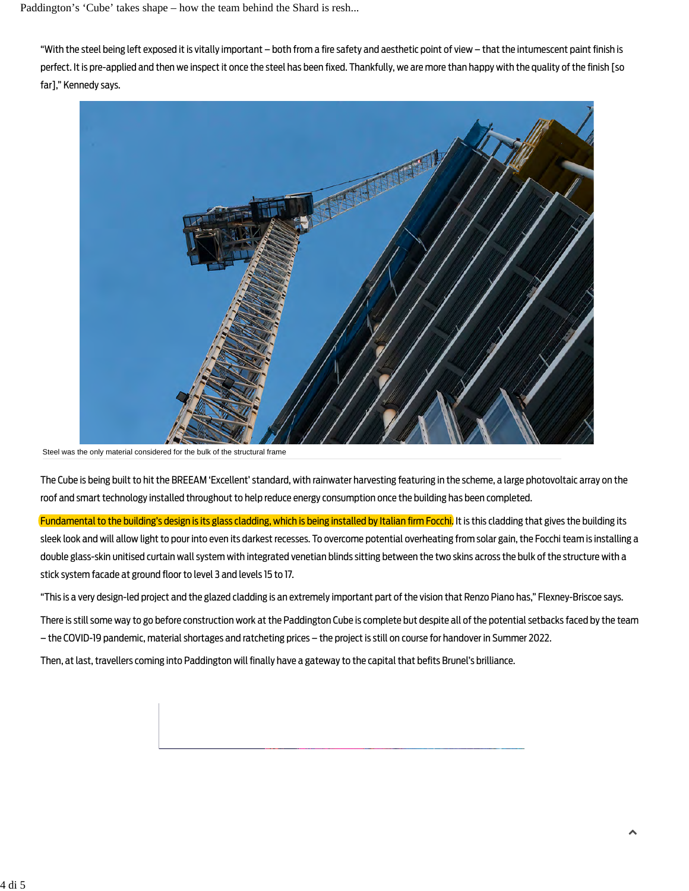"With the steel being left exposed it is vitally important – both from a fire safety and aesthetic point of view – that the intumescent paint finish is perfect. It is pre-applied and then we inspect it once the steel has been fixed. Thankfully, we are more than happy with the quality of the finish [so far]," Kennedy says.

Steel was the only material considered for the bulk of the structural frame

The Cube is being built to hit the BREEAM 'Excellent' standard, with rainwater harvesting featuring in the scheme, a large photovoltaic array on the roof and smart technology installed throughout to help reduce energy consumption once the building has been completed.

Fundamental to the building's design is its glass cladding, which is being installed by Italian firm Focchi. It is this cladding that gives the building its sleek look and will allow light to pour into even its darkest recesses. To overcome potential overheating from solar gain, the Focchi team is installing a double glass-skin unitised curtain wall system with integrated venetian blinds sitting between the two skins across the bulk of the structure with a stick system facade at ground floor to level 3 and levels 15 to 17.

"This is a very design-led project and the glazed cladding is an extremely important part of the vision that Renzo Piano has," Flexney-Briscoe says.

There is still some way to go before construction work at the Paddington Cube is complete but despite all of the potential setbacks faced by the team – the COVID-19 pandemic, material shortages and ratcheting prices – the project is still on course for handover in Summer 2022.

Then, at last, travellers coming into Paddington will finally have a gateway to the capital that befits Brunel's brilliance.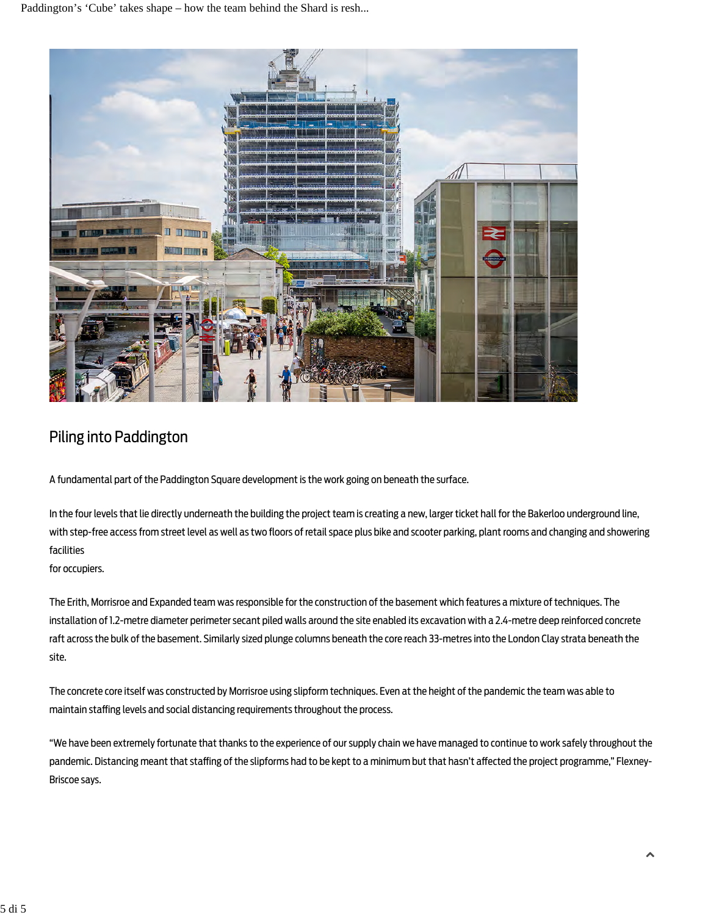## Piling into Paddington

A fundamental part of the Paddington Square development is the work going on beneath the surface.

In the four levels that lie directly underneath the building the project team is creating a new, larger ticket hall for the Bakerloo underground line, with step-free access from street level as well as two floors of retail space plus bike and scooter parking, plant rooms and changing and showering facilities for occupiers.

The Erith, Morrisroe and Expanded team was responsible for the construction of the basement which features a mixture of techniques. The installation of 1.2-metre diameter perimeter secant piled walls around the site enabled its excavation with a 2.4-metre deep reinforced concrete raft across the bulk of the basement. Similarly sized plunge columns beneath the core reach 33-metres into the London Clay strata beneath the site.

The concrete core itself was constructed by Morrisroe using slipform techniques. Even at the height of the pandemic the team was able to maintain staffing levels and social distancing requirements throughout the process.

"We have been extremely fortunate that thanks to the experience of our supply chain we have managed to continue to work safely throughout the pandemic. Distancing meant that staffing of the slipforms had to be kept to a minimum but that hasn't affected the project programme," Flexney-Briscoe says.